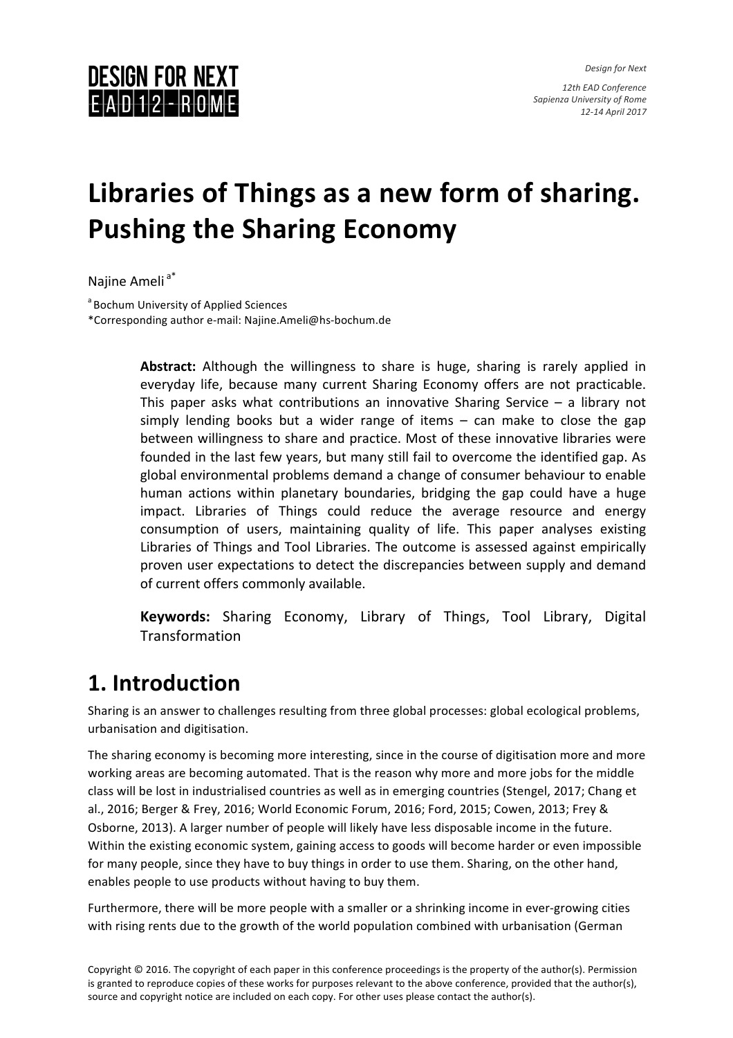# Libraries of Things as a new form of sharing. Pushing the Sharing Economy

Najine Ameli [a*]

[a] Bochum University of Applied Sciences
*Corresponding author e-mail: Najine.Ameli@hs-bochum.de

**Abstract:** Although the willingness to share is huge, sharing is rarely applied in everyday life, because many current Sharing Economy offers are not practicable. This paper asks what contributions an innovative Sharing Service – a library not simply lending books but a wider range of items – can make to close the gap between willingness to share and practice. Most of these innovative libraries were founded in the last few years, but many still fail to overcome the identified gap. As global environmental problems demand a change of consumer behaviour to enable human actions within planetary boundaries, bridging the gap could have a huge impact. Libraries of Things could reduce the average resource and energy consumption of users, maintaining quality of life. This paper analyses existing Libraries of Things and Tool Libraries. The outcome is assessed against empirically proven user expectations to detect the discrepancies between supply and demand of current offers commonly available.

**Keywords:** Sharing Economy, Library of Things, Tool Library, Digital Transformation

## 1. Introduction

Sharing is an answer to challenges resulting from three global processes: global ecological problems, urbanisation and digitisation.

The sharing economy is becoming more interesting, since in the course of digitisation more and more working areas are becoming automated. That is the reason why more and more jobs for the middle class will be lost in industrialised countries as well as in emerging countries (Stengel, 2017; Chang et al., 2016; Berger & Frey, 2016; World Economic Forum, 2016; Ford, 2015; Cowen, 2013; Frey & Osborne, 2013). A larger number of people will likely have less disposable income in the future. Within the existing economic system, gaining access to goods will become harder or even impossible for many people, since they have to buy things in order to use them. Sharing, on the other hand, enables people to use products without having to buy them.

Furthermore, there will be more people with a smaller or a shrinking income in ever-growing cities with rising rents due to the growth of the world population combined with urbanisation (German

Copyright © 2016. The copyright of each paper in this conference proceedings is the property of the author(s). Permission is granted to reproduce copies of these works for purposes relevant to the above conference, provided that the author(s), source and copyright notice are included on each copy. For other uses please contact the author(s).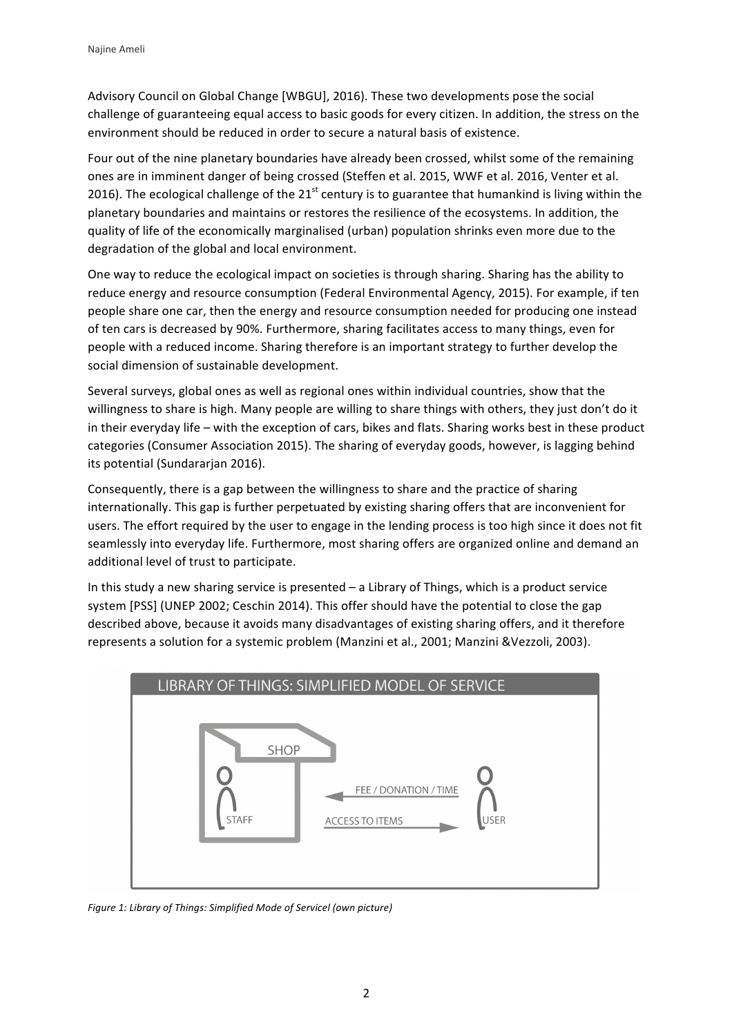Advisory Council on Global Change [WBGU], 2016). These two developments pose the social challenge of guaranteeing equal access to basic goods for every citizen. In addition, the stress on the environment should be reduced in order to secure a natural basis of existence.

Four out of the nine planetary boundaries have already been crossed, whilst some of the remaining ones are in imminent danger of being crossed (Steffen et al. 2015, WWF et al. 2016, Venter et al. 2016). The ecological challenge of the 21st century is to guarantee that humankind is living within the planetary boundaries and maintains or restores the resilience of the ecosystems. In addition, the quality of life of the economically marginalised (urban) population shrinks even more due to the degradation of the global and local environment.

One way to reduce the ecological impact on societies is through sharing. Sharing has the ability to reduce energy and resource consumption (Federal Environmental Agency, 2015). For example, if ten people share one car, then the energy and resource consumption needed for producing one instead of ten cars is decreased by 90%. Furthermore, sharing facilitates access to many things, even for people with a reduced income. Sharing therefore is an important strategy to further develop the social dimension of sustainable development.

Several surveys, global ones as well as regional ones within individual countries, show that the willingness to share is high. Many people are willing to share things with others, they just don't do it in their everyday life – with the exception of cars, bikes and flats. Sharing works best in these product categories (Consumer Association 2015). The sharing of everyday goods, however, is lagging behind its potential (Sundararjan 2016).

Consequently, there is a gap between the willingness to share and the practice of sharing internationally. This gap is further perpetuated by existing sharing offers that are inconvenient for users. The effort required by the user to engage in the lending process is too high since it does not fit seamlessly into everyday life. Furthermore, most sharing offers are organized online and demand an additional level of trust to participate.

In this study a new sharing service is presented – a Library of Things, which is a product service system [PSS] (UNEP 2002; Ceschin 2014). This offer should have the potential to close the gap described above, because it avoids many disadvantages of existing sharing offers, and it therefore represents a solution for a systemic problem (Manzini et al., 2001; Manzini &Vezzoli, 2003).

LIBRARY OF THINGS: SIMPLIFIED MODEL OF SERVICE

SHOP

STAFF

FEE / DONATION / TIME

ACCESS TO ITEMS

USER

*Figure 1: Library of Things: Simplified Mode of Servicel (own picture)*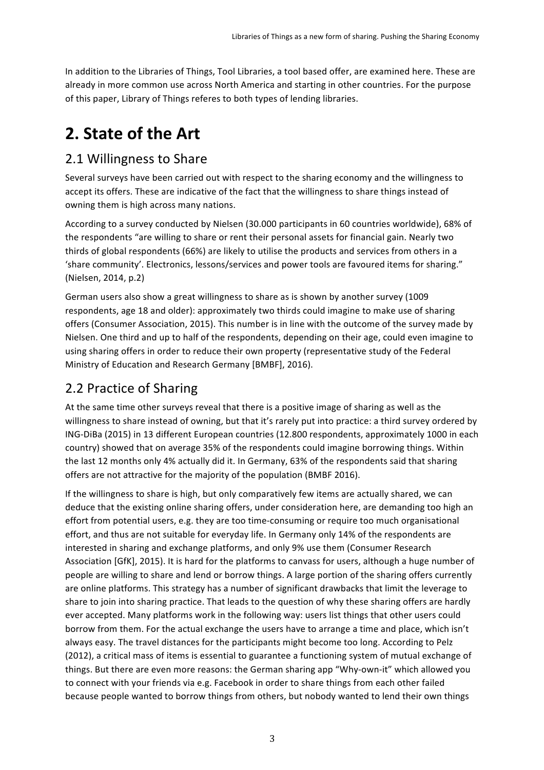In addition to the Libraries of Things, Tool Libraries, a tool based offer, are examined here. These are already in more common use across North America and starting in other countries. For the purpose of this paper, Library of Things referes to both types of lending libraries.

# 2. State of the Art

## 2.1 Willingness to Share

Several surveys have been carried out with respect to the sharing economy and the willingness to accept its offers. These are indicative of the fact that the willingness to share things instead of owning them is high across many nations.

According to a survey conducted by Nielsen (30.000 participants in 60 countries worldwide), 68% of the respondents "are willing to share or rent their personal assets for financial gain. Nearly two thirds of global respondents (66%) are likely to utilise the products and services from others in a 'share community'. Electronics, lessons/services and power tools are favoured items for sharing." (Nielsen, 2014, p.2)

German users also show a great willingness to share as is shown by another survey (1009 respondents, age 18 and older): approximately two thirds could imagine to make use of sharing offers (Consumer Association, 2015). This number is in line with the outcome of the survey made by Nielsen. One third and up to half of the respondents, depending on their age, could even imagine to using sharing offers in order to reduce their own property (representative study of the Federal Ministry of Education and Research Germany [BMBF], 2016).

## 2.2 Practice of Sharing

At the same time other surveys reveal that there is a positive image of sharing as well as the willingness to share instead of owning, but that it's rarely put into practice: a third survey ordered by ING-DiBa (2015) in 13 different European countries (12.800 respondents, approximately 1000 in each country) showed that on average 35% of the respondents could imagine borrowing things. Within the last 12 months only 4% actually did it. In Germany, 63% of the respondents said that sharing offers are not attractive for the majority of the population (BMBF 2016).

If the willingness to share is high, but only comparatively few items are actually shared, we can deduce that the existing online sharing offers, under consideration here, are demanding too high an effort from potential users, e.g. they are too time-consuming or require too much organisational effort, and thus are not suitable for everyday life. In Germany only 14% of the respondents are interested in sharing and exchange platforms, and only 9% use them (Consumer Research Association [GfK], 2015). It is hard for the platforms to canvass for users, although a huge number of people are willing to share and lend or borrow things. A large portion of the sharing offers currently are online platforms. This strategy has a number of significant drawbacks that limit the leverage to share to join into sharing practice. That leads to the question of why these sharing offers are hardly ever accepted. Many platforms work in the following way: users list things that other users could borrow from them. For the actual exchange the users have to arrange a time and place, which isn't always easy. The travel distances for the participants might become too long. According to Pelz (2012), a critical mass of items is essential to guarantee a functioning system of mutual exchange of things. But there are even more reasons: the German sharing app "Why-own-it" which allowed you to connect with your friends via e.g. Facebook in order to share things from each other failed because people wanted to borrow things from others, but nobody wanted to lend their own things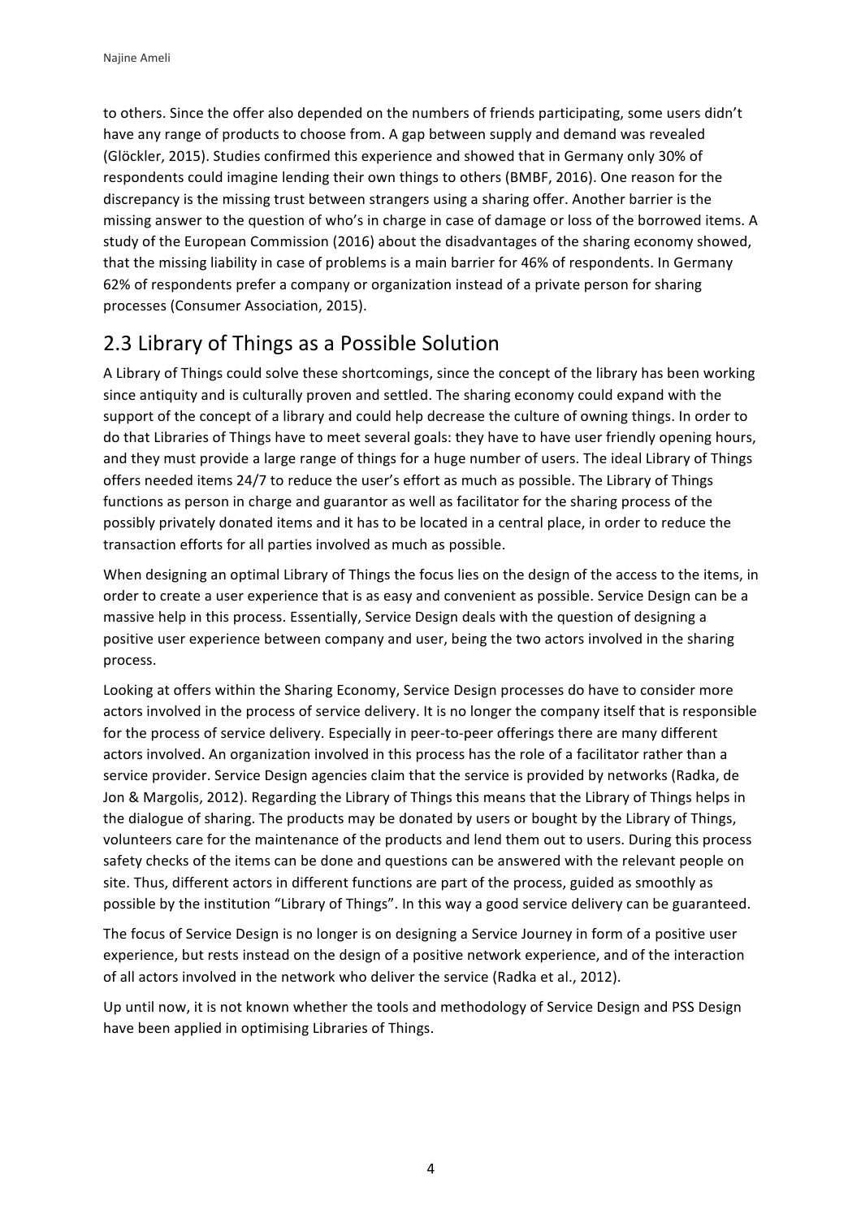to others. Since the offer also depended on the numbers of friends participating, some users didn't have any range of products to choose from. A gap between supply and demand was revealed (Glöckler, 2015). Studies confirmed this experience and showed that in Germany only 30% of respondents could imagine lending their own things to others (BMBF, 2016). One reason for the discrepancy is the missing trust between strangers using a sharing offer. Another barrier is the missing answer to the question of who's in charge in case of damage or loss of the borrowed items. A study of the European Commission (2016) about the disadvantages of the sharing economy showed, that the missing liability in case of problems is a main barrier for 46% of respondents. In Germany 62% of respondents prefer a company or organization instead of a private person for sharing processes (Consumer Association, 2015).

## 2.3 Library of Things as a Possible Solution

A Library of Things could solve these shortcomings, since the concept of the library has been working since antiquity and is culturally proven and settled. The sharing economy could expand with the support of the concept of a library and could help decrease the culture of owning things. In order to do that Libraries of Things have to meet several goals: they have to have user friendly opening hours, and they must provide a large range of things for a huge number of users. The ideal Library of Things offers needed items 24/7 to reduce the user's effort as much as possible. The Library of Things functions as person in charge and guarantor as well as facilitator for the sharing process of the possibly privately donated items and it has to be located in a central place, in order to reduce the transaction efforts for all parties involved as much as possible.

When designing an optimal Library of Things the focus lies on the design of the access to the items, in order to create a user experience that is as easy and convenient as possible. Service Design can be a massive help in this process. Essentially, Service Design deals with the question of designing a positive user experience between company and user, being the two actors involved in the sharing process.

Looking at offers within the Sharing Economy, Service Design processes do have to consider more actors involved in the process of service delivery. It is no longer the company itself that is responsible for the process of service delivery. Especially in peer-to-peer offerings there are many different actors involved. An organization involved in this process has the role of a facilitator rather than a service provider. Service Design agencies claim that the service is provided by networks (Radka, de Jon & Margolis, 2012). Regarding the Library of Things this means that the Library of Things helps in the dialogue of sharing. The products may be donated by users or bought by the Library of Things, volunteers care for the maintenance of the products and lend them out to users. During this process safety checks of the items can be done and questions can be answered with the relevant people on site. Thus, different actors in different functions are part of the process, guided as smoothly as possible by the institution "Library of Things". In this way a good service delivery can be guaranteed.

The focus of Service Design is no longer is on designing a Service Journey in form of a positive user experience, but rests instead on the design of a positive network experience, and of the interaction of all actors involved in the network who deliver the service (Radka et al., 2012).

Up until now, it is not known whether the tools and methodology of Service Design and PSS Design have been applied in optimising Libraries of Things.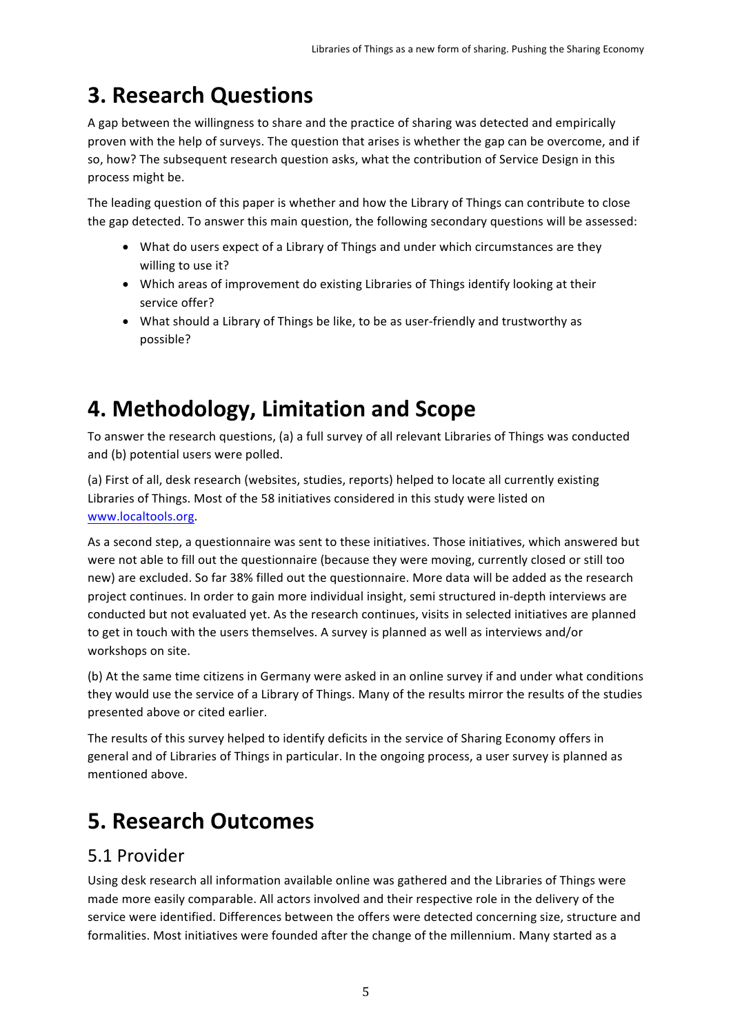# 3. Research Questions

A gap between the willingness to share and the practice of sharing was detected and empirically proven with the help of surveys. The question that arises is whether the gap can be overcome, and if so, how? The subsequent research question asks, what the contribution of Service Design in this process might be.

The leading question of this paper is whether and how the Library of Things can contribute to close the gap detected. To answer this main question, the following secondary questions will be assessed:

- What do users expect of a Library of Things and under which circumstances are they willing to use it?
- Which areas of improvement do existing Libraries of Things identify looking at their service offer?
- What should a Library of Things be like, to be as user-friendly and trustworthy as possible?

# 4. Methodology, Limitation and Scope

To answer the research questions, (a) a full survey of all relevant Libraries of Things was conducted and (b) potential users were polled.

(a) First of all, desk research (websites, studies, reports) helped to locate all currently existing Libraries of Things. Most of the 58 initiatives considered in this study were listed on www.localtools.org.

As a second step, a questionnaire was sent to these initiatives. Those initiatives, which answered but were not able to fill out the questionnaire (because they were moving, currently closed or still too new) are excluded. So far 38% filled out the questionnaire. More data will be added as the research project continues. In order to gain more individual insight, semi structured in-depth interviews are conducted but not evaluated yet. As the research continues, visits in selected initiatives are planned to get in touch with the users themselves. A survey is planned as well as interviews and/or workshops on site.

(b) At the same time citizens in Germany were asked in an online survey if and under what conditions they would use the service of a Library of Things. Many of the results mirror the results of the studies presented above or cited earlier.

The results of this survey helped to identify deficits in the service of Sharing Economy offers in general and of Libraries of Things in particular. In the ongoing process, a user survey is planned as mentioned above.

# 5. Research Outcomes

## 5.1 Provider

Using desk research all information available online was gathered and the Libraries of Things were made more easily comparable. All actors involved and their respective role in the delivery of the service were identified. Differences between the offers were detected concerning size, structure and formalities. Most initiatives were founded after the change of the millennium. Many started as a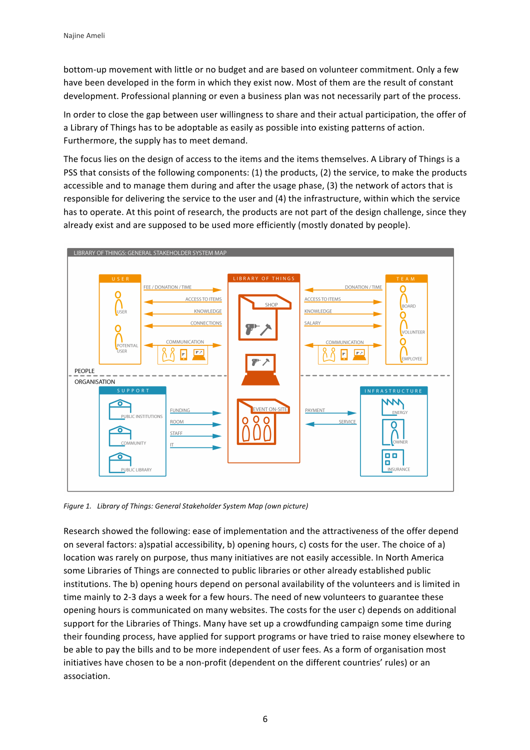bottom-up movement with little or no budget and are based on volunteer commitment. Only a few have been developed in the form in which they exist now. Most of them are the result of constant development. Professional planning or even a business plan was not necessarily part of the process.

In order to close the gap between user willingness to share and their actual participation, the offer of a Library of Things has to be adoptable as easily as possible into existing patterns of action. Furthermore, the supply has to meet demand.

The focus lies on the design of access to the items and the items themselves. A Library of Things is a PSS that consists of the following components: (1) the products, (2) the service, to make the products accessible and to manage them during and after the usage phase, (3) the network of actors that is responsible for delivering the service to the user and (4) the infrastructure, within which the service has to operate. At this point of research, the products are not part of the design challenge, since they already exist and are supposed to be used more efficiently (mostly donated by people).

*Figure 1. Library of Things: General Stakeholder System Map (own picture)*

Research showed the following: ease of implementation and the attractiveness of the offer depend on several factors: a)spatial accessibility, b) opening hours, c) costs for the user. The choice of a) location was rarely on purpose, thus many initiatives are not easily accessible. In North America some Libraries of Things are connected to public libraries or other already established public institutions. The b) opening hours depend on personal availability of the volunteers and is limited in time mainly to 2-3 days a week for a few hours. The need of new volunteers to guarantee these opening hours is communicated on many websites. The costs for the user c) depends on additional support for the Libraries of Things. Many have set up a crowdfunding campaign some time during their founding process, have applied for support programs or have tried to raise money elsewhere to be able to pay the bills and to be more independent of user fees. As a form of organisation most initiatives have chosen to be a non-profit (dependent on the different countries' rules) or an association.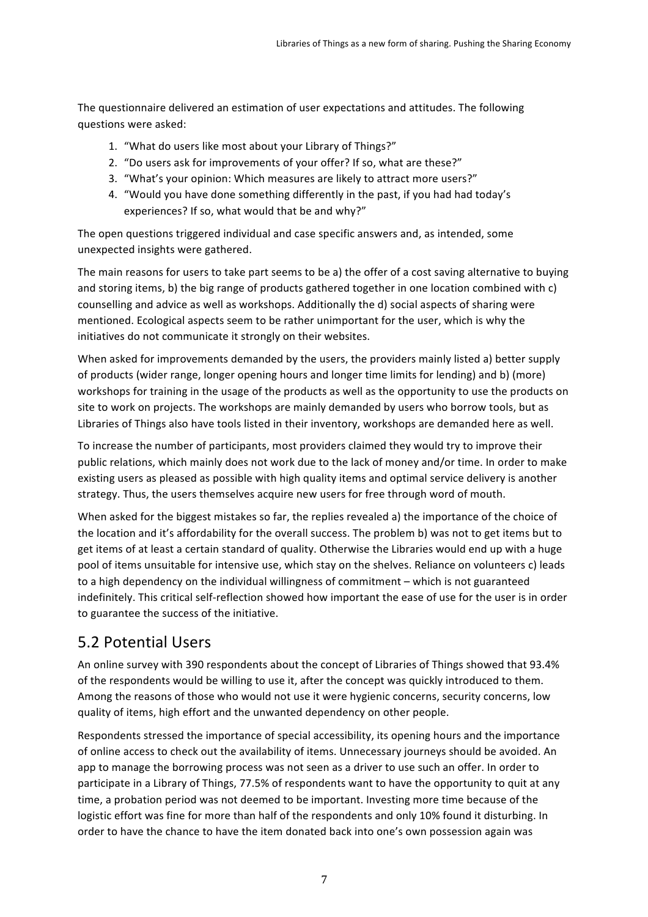The questionnaire delivered an estimation of user expectations and attitudes. The following questions were asked:

1. "What do users like most about your Library of Things?"
2. "Do users ask for improvements of your offer? If so, what are these?"
3. "What's your opinion: Which measures are likely to attract more users?"
4. "Would you have done something differently in the past, if you had had today's experiences? If so, what would that be and why?"

The open questions triggered individual and case specific answers and, as intended, some unexpected insights were gathered.

The main reasons for users to take part seems to be a) the offer of a cost saving alternative to buying and storing items, b) the big range of products gathered together in one location combined with c) counselling and advice as well as workshops. Additionally the d) social aspects of sharing were mentioned. Ecological aspects seem to be rather unimportant for the user, which is why the initiatives do not communicate it strongly on their websites.

When asked for improvements demanded by the users, the providers mainly listed a) better supply of products (wider range, longer opening hours and longer time limits for lending) and b) (more) workshops for training in the usage of the products as well as the opportunity to use the products on site to work on projects. The workshops are mainly demanded by users who borrow tools, but as Libraries of Things also have tools listed in their inventory, workshops are demanded here as well.

To increase the number of participants, most providers claimed they would try to improve their public relations, which mainly does not work due to the lack of money and/or time. In order to make existing users as pleased as possible with high quality items and optimal service delivery is another strategy. Thus, the users themselves acquire new users for free through word of mouth.

When asked for the biggest mistakes so far, the replies revealed a) the importance of the choice of the location and it's affordability for the overall success. The problem b) was not to get items but to get items of at least a certain standard of quality. Otherwise the Libraries would end up with a huge pool of items unsuitable for intensive use, which stay on the shelves. Reliance on volunteers c) leads to a high dependency on the individual willingness of commitment – which is not guaranteed indefinitely. This critical self-reflection showed how important the ease of use for the user is in order to guarantee the success of the initiative.

## 5.2 Potential Users

An online survey with 390 respondents about the concept of Libraries of Things showed that 93.4% of the respondents would be willing to use it, after the concept was quickly introduced to them. Among the reasons of those who would not use it were hygienic concerns, security concerns, low quality of items, high effort and the unwanted dependency on other people.

Respondents stressed the importance of special accessibility, its opening hours and the importance of online access to check out the availability of items. Unnecessary journeys should be avoided. An app to manage the borrowing process was not seen as a driver to use such an offer. In order to participate in a Library of Things, 77.5% of respondents want to have the opportunity to quit at any time, a probation period was not deemed to be important. Investing more time because of the logistic effort was fine for more than half of the respondents and only 10% found it disturbing. In order to have the chance to have the item donated back into one's own possession again was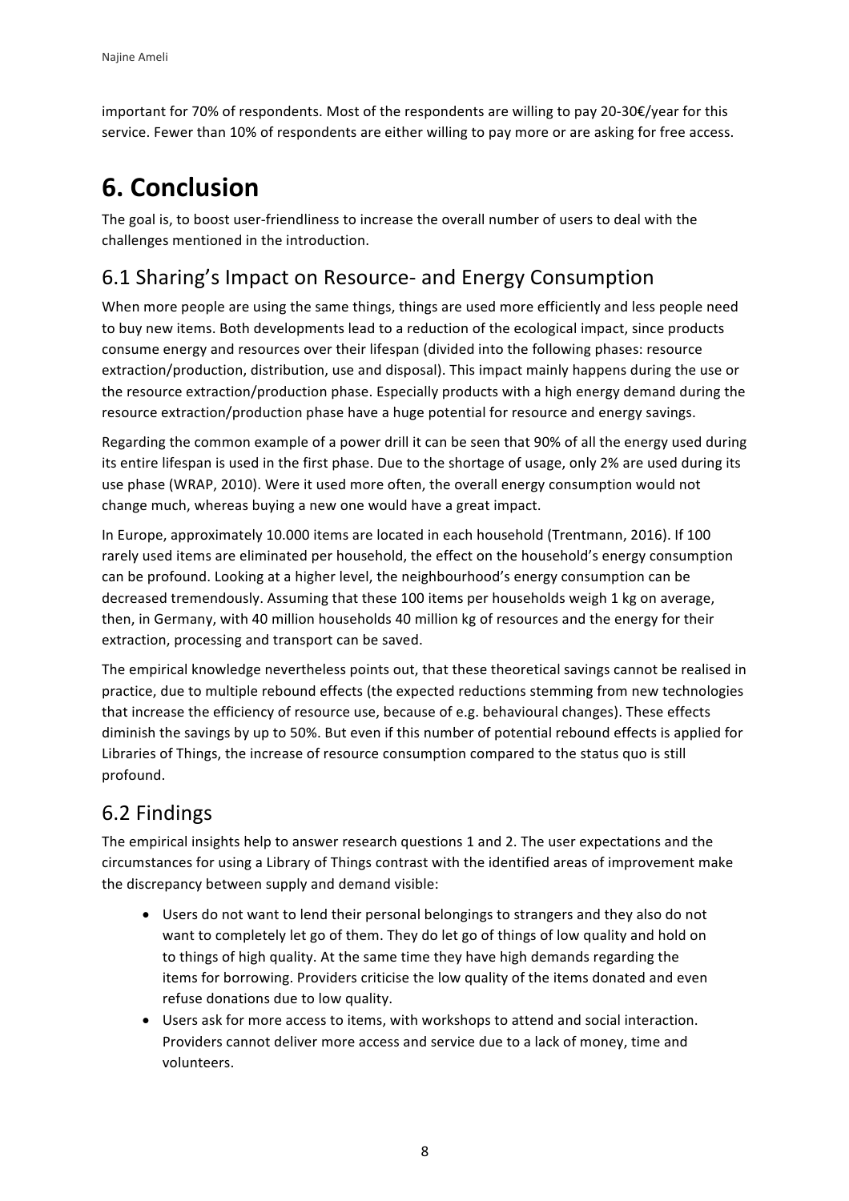important for 70% of respondents. Most of the respondents are willing to pay 20-30€/year for this service. Fewer than 10% of respondents are either willing to pay more or are asking for free access.

# 6. Conclusion

The goal is, to boost user-friendliness to increase the overall number of users to deal with the challenges mentioned in the introduction.

## 6.1 Sharing's Impact on Resource- and Energy Consumption

When more people are using the same things, things are used more efficiently and less people need to buy new items. Both developments lead to a reduction of the ecological impact, since products consume energy and resources over their lifespan (divided into the following phases: resource extraction/production, distribution, use and disposal). This impact mainly happens during the use or the resource extraction/production phase. Especially products with a high energy demand during the resource extraction/production phase have a huge potential for resource and energy savings.

Regarding the common example of a power drill it can be seen that 90% of all the energy used during its entire lifespan is used in the first phase. Due to the shortage of usage, only 2% are used during its use phase (WRAP, 2010). Were it used more often, the overall energy consumption would not change much, whereas buying a new one would have a great impact.

In Europe, approximately 10.000 items are located in each household (Trentmann, 2016). If 100 rarely used items are eliminated per household, the effect on the household's energy consumption can be profound. Looking at a higher level, the neighbourhood's energy consumption can be decreased tremendously. Assuming that these 100 items per households weigh 1 kg on average, then, in Germany, with 40 million households 40 million kg of resources and the energy for their extraction, processing and transport can be saved.

The empirical knowledge nevertheless points out, that these theoretical savings cannot be realised in practice, due to multiple rebound effects (the expected reductions stemming from new technologies that increase the efficiency of resource use, because of e.g. behavioural changes). These effects diminish the savings by up to 50%. But even if this number of potential rebound effects is applied for Libraries of Things, the increase of resource consumption compared to the status quo is still profound.

## 6.2 Findings

The empirical insights help to answer research questions 1 and 2. The user expectations and the circumstances for using a Library of Things contrast with the identified areas of improvement make the discrepancy between supply and demand visible:

- Users do not want to lend their personal belongings to strangers and they also do not want to completely let go of them. They do let go of things of low quality and hold on to things of high quality. At the same time they have high demands regarding the items for borrowing. Providers criticise the low quality of the items donated and even refuse donations due to low quality.
- Users ask for more access to items, with workshops to attend and social interaction. Providers cannot deliver more access and service due to a lack of money, time and volunteers.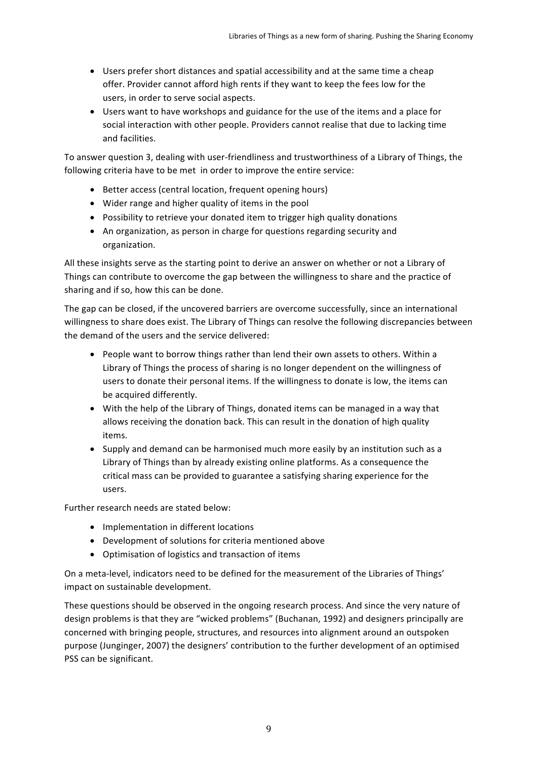- Users prefer short distances and spatial accessibility and at the same time a cheap offer. Provider cannot afford high rents if they want to keep the fees low for the users, in order to serve social aspects.
- Users want to have workshops and guidance for the use of the items and a place for social interaction with other people. Providers cannot realise that due to lacking time and facilities.

To answer question 3, dealing with user-friendliness and trustworthiness of a Library of Things, the following criteria have to be met in order to improve the entire service:

- Better access (central location, frequent opening hours)
- Wider range and higher quality of items in the pool
- Possibility to retrieve your donated item to trigger high quality donations
- An organization, as person in charge for questions regarding security and organization.

All these insights serve as the starting point to derive an answer on whether or not a Library of Things can contribute to overcome the gap between the willingness to share and the practice of sharing and if so, how this can be done.

The gap can be closed, if the uncovered barriers are overcome successfully, since an international willingness to share does exist. The Library of Things can resolve the following discrepancies between the demand of the users and the service delivered:

- People want to borrow things rather than lend their own assets to others. Within a Library of Things the process of sharing is no longer dependent on the willingness of users to donate their personal items. If the willingness to donate is low, the items can be acquired differently.
- With the help of the Library of Things, donated items can be managed in a way that allows receiving the donation back. This can result in the donation of high quality items.
- Supply and demand can be harmonised much more easily by an institution such as a Library of Things than by already existing online platforms. As a consequence the critical mass can be provided to guarantee a satisfying sharing experience for the users.

Further research needs are stated below:

- Implementation in different locations
- Development of solutions for criteria mentioned above
- Optimisation of logistics and transaction of items

On a meta-level, indicators need to be defined for the measurement of the Libraries of Things' impact on sustainable development.

These questions should be observed in the ongoing research process. And since the very nature of design problems is that they are "wicked problems" (Buchanan, 1992) and designers principally are concerned with bringing people, structures, and resources into alignment around an outspoken purpose (Junginger, 2007) the designers' contribution to the further development of an optimised PSS can be significant.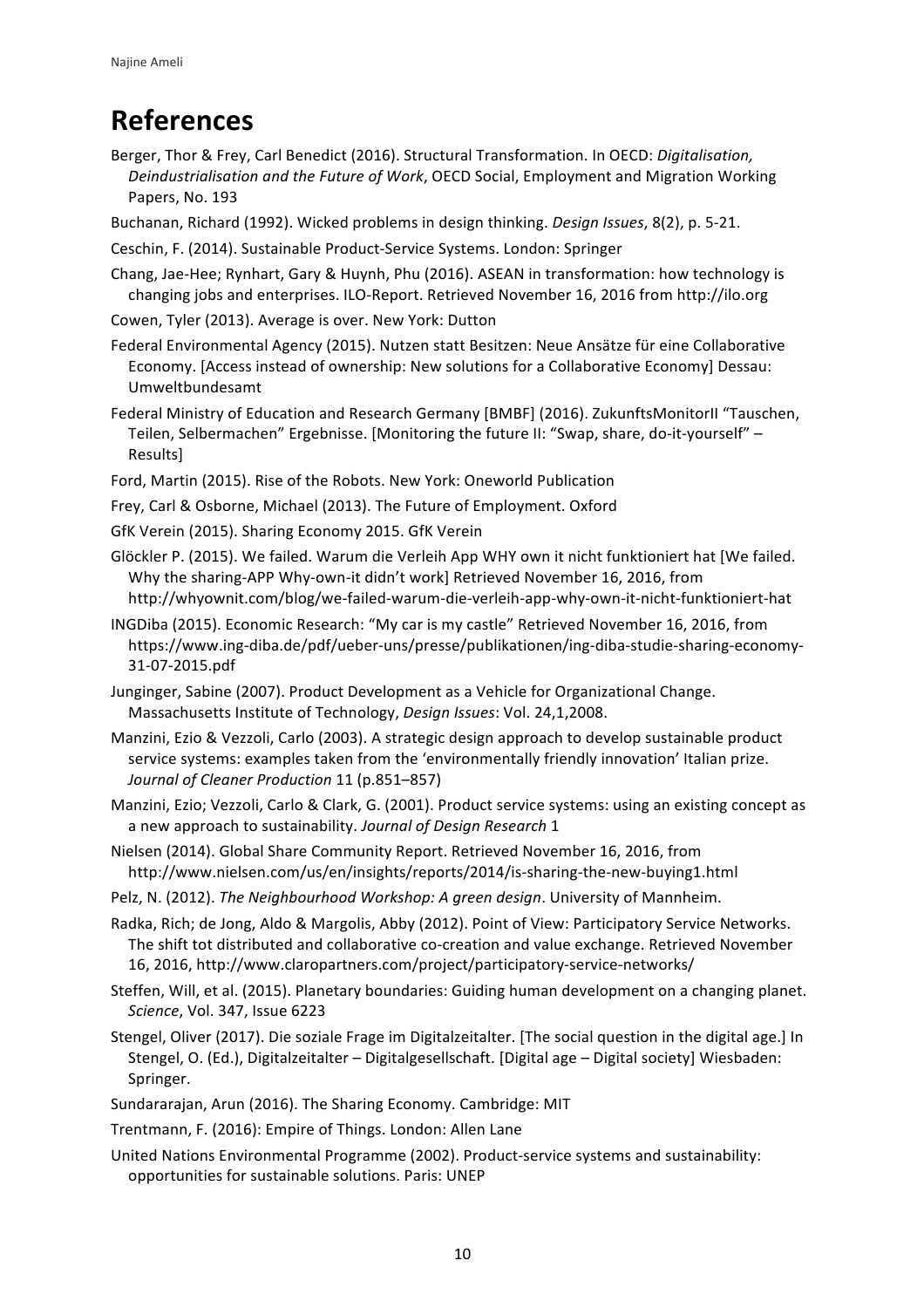# References

Berger, Thor & Frey, Carl Benedict (2016). Structural Transformation. In OECD: *Digitalisation, Deindustrialisation and the Future of Work*, OECD Social, Employment and Migration Working Papers, No. 193

Buchanan, Richard (1992). Wicked problems in design thinking. *Design Issues*, 8(2), p. 5-21.

Ceschin, F. (2014). Sustainable Product-Service Systems. London: Springer

Chang, Jae-Hee; Rynhart, Gary & Huynh, Phu (2016). ASEAN in transformation: how technology is changing jobs and enterprises. ILO-Report. Retrieved November 16, 2016 from http://ilo.org

Cowen, Tyler (2013). Average is over. New York: Dutton

Federal Environmental Agency (2015). Nutzen statt Besitzen: Neue Ansätze für eine Collaborative Economy. [Access instead of ownership: New solutions for a Collaborative Economy] Dessau: Umweltbundesamt

Federal Ministry of Education and Research Germany [BMBF] (2016). ZukunftsMonitorII "Tauschen, Teilen, Selbermachen" Ergebnisse. [Monitoring the future II: "Swap, share, do-it-yourself" – Results]

Ford, Martin (2015). Rise of the Robots. New York: Oneworld Publication

Frey, Carl & Osborne, Michael (2013). The Future of Employment. Oxford

GfK Verein (2015). Sharing Economy 2015. GfK Verein

Glöckler P. (2015). We failed. Warum die Verleih App WHY own it nicht funktioniert hat [We failed. Why the sharing-APP Why-own-it didn't work] Retrieved November 16, 2016, from http://whyownit.com/blog/we-failed-warum-die-verleih-app-why-own-it-nicht-funktioniert-hat

INGDiba (2015). Economic Research: "My car is my castle" Retrieved November 16, 2016, from https://www.ing-diba.de/pdf/ueber-uns/presse/publikationen/ing-diba-studie-sharing-economy-31-07-2015.pdf

Junginger, Sabine (2007). Product Development as a Vehicle for Organizational Change. Massachusetts Institute of Technology, *Design Issues*: Vol. 24,1,2008.

Manzini, Ezio & Vezzoli, Carlo (2003). A strategic design approach to develop sustainable product service systems: examples taken from the 'environmentally friendly innovation' Italian prize. *Journal of Cleaner Production* 11 (p.851–857)

Manzini, Ezio; Vezzoli, Carlo & Clark, G. (2001). Product service systems: using an existing concept as a new approach to sustainability. *Journal of Design Research* 1

Nielsen (2014). Global Share Community Report. Retrieved November 16, 2016, from http://www.nielsen.com/us/en/insights/reports/2014/is-sharing-the-new-buying1.html

Pelz, N. (2012). *The Neighbourhood Workshop: A green design*. University of Mannheim.

Radka, Rich; de Jong, Aldo & Margolis, Abby (2012). Point of View: Participatory Service Networks. The shift tot distributed and collaborative co-creation and value exchange. Retrieved November 16, 2016, http://www.claropartners.com/project/participatory-service-networks/

Steffen, Will, et al. (2015). Planetary boundaries: Guiding human development on a changing planet. *Science*, Vol. 347, Issue 6223

Stengel, Oliver (2017). Die soziale Frage im Digitalzeitalter. [The social question in the digital age.] In Stengel, O. (Ed.), Digitalzeitalter – Digitalgesellschaft. [Digital age – Digital society] Wiesbaden: Springer.

Sundararajan, Arun (2016). The Sharing Economy. Cambridge: MIT

Trentmann, F. (2016): Empire of Things. London: Allen Lane

United Nations Environmental Programme (2002). Product-service systems and sustainability: opportunities for sustainable solutions. Paris: UNEP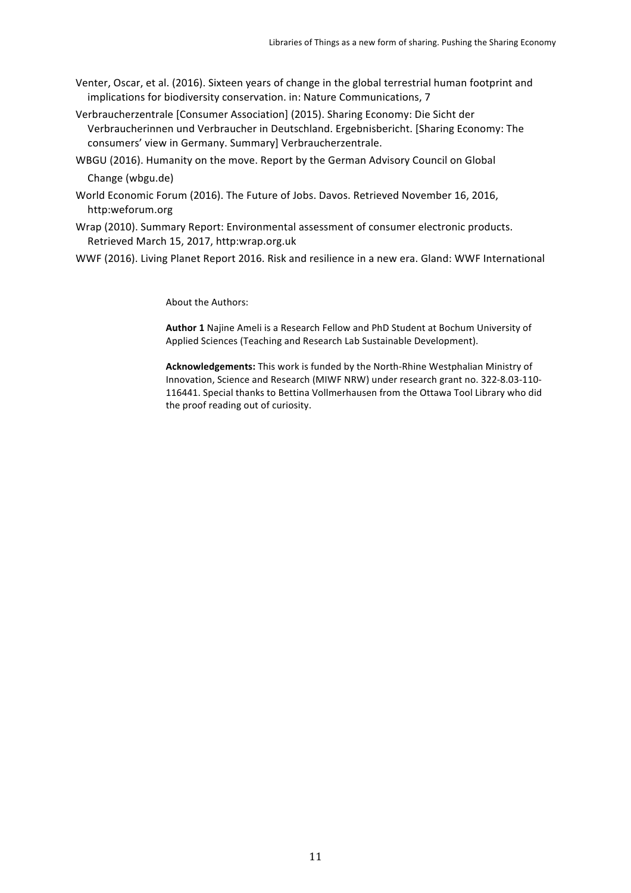Venter, Oscar, et al. (2016). Sixteen years of change in the global terrestrial human footprint and implications for biodiversity conservation. in: Nature Communications, 7

Verbraucherzentrale [Consumer Association] (2015). Sharing Economy: Die Sicht der Verbraucherinnen und Verbraucher in Deutschland. Ergebnisbericht. [Sharing Economy: The consumers' view in Germany. Summary] Verbraucherzentrale.

WBGU (2016). Humanity on the move. Report by the German Advisory Council on Global Change (wbgu.de)

World Economic Forum (2016). The Future of Jobs. Davos. Retrieved November 16, 2016, http:weforum.org

Wrap (2010). Summary Report: Environmental assessment of consumer electronic products. Retrieved March 15, 2017, http:wrap.org.uk

WWF (2016). Living Planet Report 2016. Risk and resilience in a new era. Gland: WWF International

About the Authors:

**Author 1** Najine Ameli is a Research Fellow and PhD Student at Bochum University of Applied Sciences (Teaching and Research Lab Sustainable Development).

**Acknowledgements:** This work is funded by the North-Rhine Westphalian Ministry of Innovation, Science and Research (MIWF NRW) under research grant no. 322-8.03-110-116441. Special thanks to Bettina Vollmerhausen from the Ottawa Tool Library who did the proof reading out of curiosity.